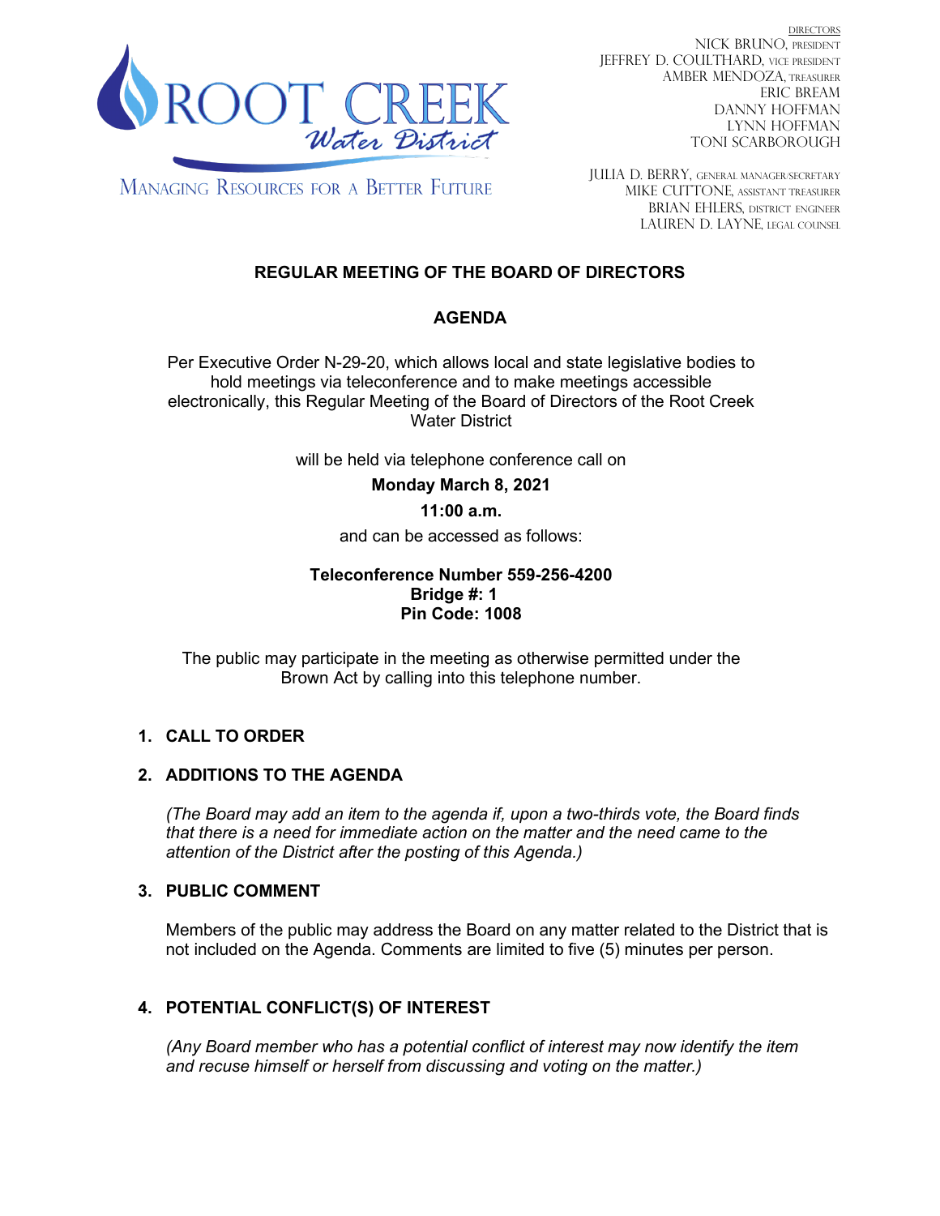ROOT CREEK *Water District*

MANAGING RESOURCES FOR A BETTER FUTURE

DIRECTORS
NICK BRUNO, PRESIDENT
JEFFREY D. COULTHARD, VICE PRESIDENT
AMBER MENDOZA, TREASURER
ERIC BREAM
DANNY HOFFMAN
LYNN HOFFMAN
TONI SCARBOROUGH

JULIA D. BERRY, GENERAL MANAGER/SECRETARY
MIKE CUTTONE, ASSISTANT TREASURER
BRIAN EHLERS, DISTRICT ENGINEER
LAUREN D. LAYNE, LEGAL COUNSEL

## REGULAR MEETING OF THE BOARD OF DIRECTORS

## AGENDA

Per Executive Order N-29-20, which allows local and state legislative bodies to hold meetings via teleconference and to make meetings accessible electronically, this Regular Meeting of the Board of Directors of the Root Creek Water District

will be held via telephone conference call on

**Monday March 8, 2021**

**11:00 a.m.**

and can be accessed as follows:

**Teleconference Number 559-256-4200**
**Bridge #: 1**
**Pin Code: 1008**

The public may participate in the meeting as otherwise permitted under the Brown Act by calling into this telephone number.

1. **CALL TO ORDER**

2. **ADDITIONS TO THE AGENDA**

   *(The Board may add an item to the agenda if, upon a two-thirds vote, the Board finds that there is a need for immediate action on the matter and the need came to the attention of the District after the posting of this Agenda.)*

3. **PUBLIC COMMENT**

   Members of the public may address the Board on any matter related to the District that is not included on the Agenda. Comments are limited to five (5) minutes per person.

4. **POTENTIAL CONFLICT(S) OF INTEREST**

   *(Any Board member who has a potential conflict of interest may now identify the item and recuse himself or herself from discussing and voting on the matter.)*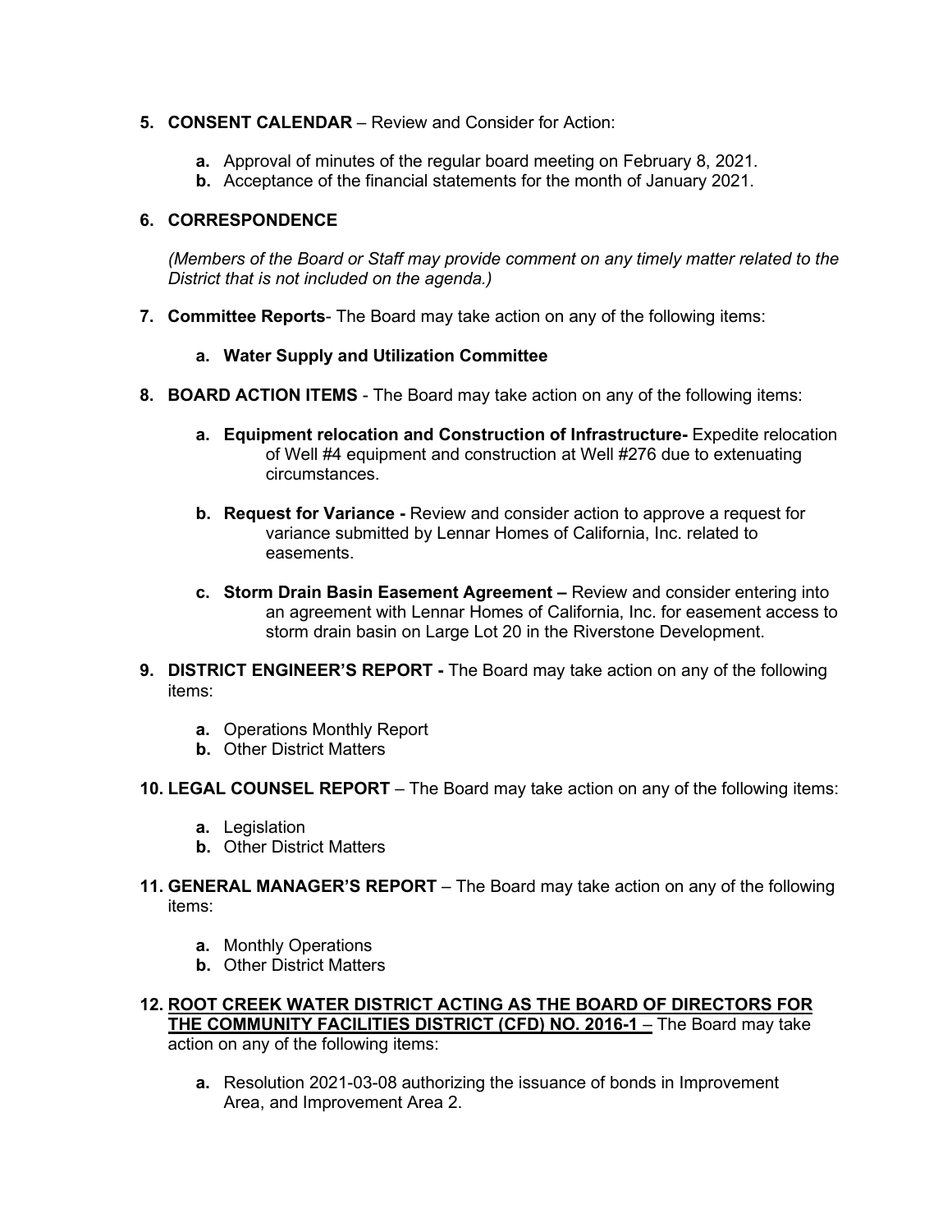5. **CONSENT CALENDAR** – Review and Consider for Action:

    a. Approval of minutes of the regular board meeting on February 8, 2021.
    b. Acceptance of the financial statements for the month of January 2021.

6. **CORRESPONDENCE**

    *(Members of the Board or Staff may provide comment on any timely matter related to the District that is not included on the agenda.)*

7. **Committee Reports**- The Board may take action on any of the following items:

    a. **Water Supply and Utilization Committee**

8. **BOARD ACTION ITEMS** - The Board may take action on any of the following items:

    a. **Equipment relocation and Construction of Infrastructure-** Expedite relocation of Well #4 equipment and construction at Well #276 due to extenuating circumstances.

    b. **Request for Variance -** Review and consider action to approve a request for variance submitted by Lennar Homes of California, Inc. related to easements.

    c. **Storm Drain Basin Easement Agreement –** Review and consider entering into an agreement with Lennar Homes of California, Inc. for easement access to storm drain basin on Large Lot 20 in the Riverstone Development.

9. **DISTRICT ENGINEER'S REPORT -** The Board may take action on any of the following items:

    a. Operations Monthly Report
    b. Other District Matters

10. **LEGAL COUNSEL REPORT** – The Board may take action on any of the following items:

    a. Legislation
    b. Other District Matters

11. **GENERAL MANAGER'S REPORT** – The Board may take action on any of the following items:

    a. Monthly Operations
    b. Other District Matters

12. **ROOT CREEK WATER DISTRICT ACTING AS THE BOARD OF DIRECTORS FOR THE COMMUNITY FACILITIES DISTRICT (CFD) NO. 2016-1** – The Board may take action on any of the following items:

    a. Resolution 2021-03-08 authorizing the issuance of bonds in Improvement Area, and Improvement Area 2.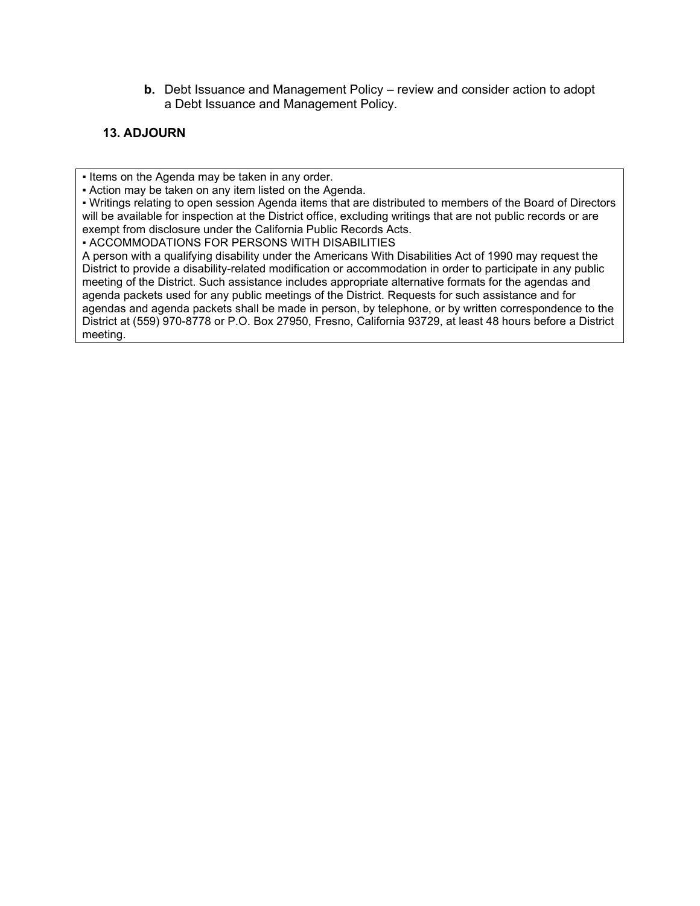**b.** Debt Issuance and Management Policy – review and consider action to adopt a Debt Issuance and Management Policy.

**13. ADJOURN**

▪ Items on the Agenda may be taken in any order.
▪ Action may be taken on any item listed on the Agenda.
▪ Writings relating to open session Agenda items that are distributed to members of the Board of Directors will be available for inspection at the District office, excluding writings that are not public records or are exempt from disclosure under the California Public Records Acts.
▪ ACCOMMODATIONS FOR PERSONS WITH DISABILITIES
A person with a qualifying disability under the Americans With Disabilities Act of 1990 may request the District to provide a disability-related modification or accommodation in order to participate in any public meeting of the District. Such assistance includes appropriate alternative formats for the agendas and agenda packets used for any public meetings of the District. Requests for such assistance and for agendas and agenda packets shall be made in person, by telephone, or by written correspondence to the District at (559) 970-8778 or P.O. Box 27950, Fresno, California 93729, at least 48 hours before a District meeting.